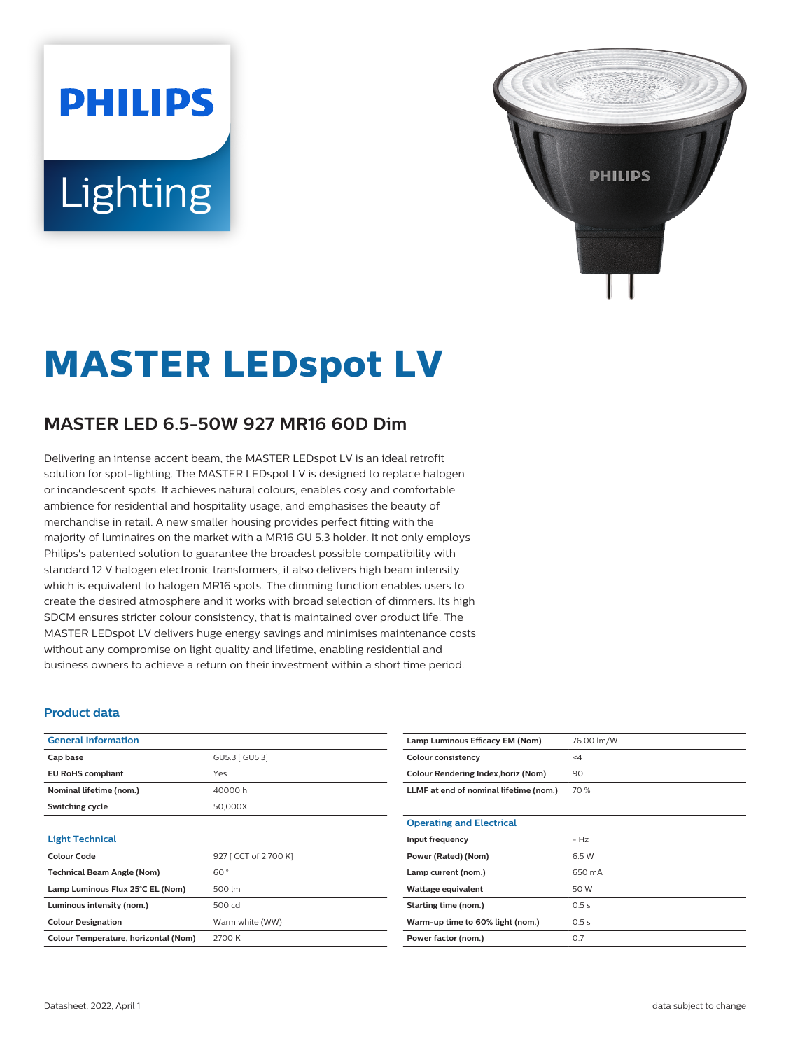# MASTER LEDspot LV

## MASTER LED 6.5-50W 927 MR16 60D Dim

Delivering an intense accent beam, the MASTER LEDspot LV is an ideal retrofit solution for spot-lighting. The MASTER LEDspot LV is designed to replace halogen or incandescent spots. It achieves natural colours, enables cosy and comfortable ambience for residential and hospitality usage, and emphasises the beauty of merchandise in retail. A new smaller housing provides perfect fitting with the majority of luminaires on the market with a MR16 GU 5.3 holder. It not only employs Philips's patented solution to guarantee the broadest possible compatibility with standard 12 V halogen electronic transformers, it also delivers high beam intensity which is equivalent to halogen MR16 spots. The dimming function enables users to create the desired atmosphere and it works with broad selection of dimmers. Its high SDCM ensures stricter colour consistency, that is maintained over product life. The MASTER LEDspot LV delivers huge energy savings and minimises maintenance costs without any compromise on light quality and lifetime, enabling residential and business owners to achieve a return on their investment within a short time period.

### Product data

| General Information | |
|---|---|
| Cap base | GU5.3 [ GU5.3] |
| EU RoHS compliant | Yes |
| Nominal lifetime (nom.) | 40000 h |
| Switching cycle | 50,000X |

| Light Technical | |
|---|---|
| Colour Code | 927 [ CCT of 2,700 K] |
| Technical Beam Angle (Nom) | 60 ° |
| Lamp Luminous Flux 25°C EL (Nom) | 500 lm |
| Luminous intensity (nom.) | 500 cd |
| Colour Designation | Warm white (WW) |
| Colour Temperature, horizontal (Nom) | 2700 K |
| Lamp Luminous Efficacy EM (Nom) | 76.00 lm/W |
| Colour consistency | <4 |
| Colour Rendering Index,horiz (Nom) | 90 |
| LLMF at end of nominal lifetime (nom.) | 70 % |

| Operating and Electrical | |
|---|---|
| Input frequency | - Hz |
| Power (Rated) (Nom) | 6.5 W |
| Lamp current (nom.) | 650 mA |
| Wattage equivalent | 50 W |
| Starting time (nom.) | 0.5 s |
| Warm-up time to 60% light (nom.) | 0.5 s |
| Power factor (nom.) | 0.7 |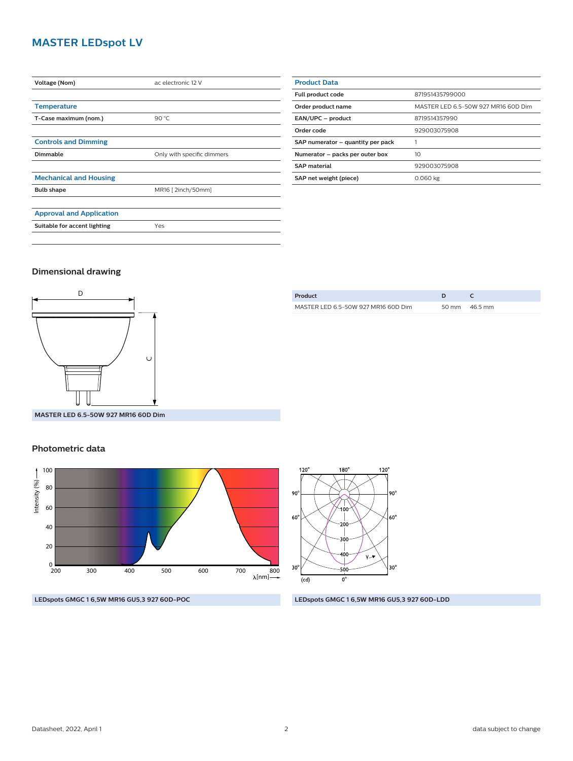# MASTER LEDspot LV

| | |
|---|---|
| Voltage (Nom) | ac electronic 12 V |

| Temperature | |
|---|---|
| T-Case maximum (nom.) | 90 °C |

| Controls and Dimming | |
|---|---|
| Dimmable | Only with specific dimmers |

| Mechanical and Housing | |
|---|---|
| Bulb shape | MR16 [ 2inch/50mm] |

| Approval and Application | |
|---|---|
| Suitable for accent lighting | Yes |

| Product Data | |
|---|---|
| Full product code | 871951435799000 |
| Order product name | MASTER LED 6.5-50W 927 MR16 60D Dim |
| EAN/UPC – product | 8719514357990 |
| Order code | 929003075908 |
| SAP numerator – quantity per pack | 1 |
| Numerator – packs per outer box | 10 |
| SAP material | 929003075908 |
| SAP net weight (piece) | 0.060 kg |

## Dimensional drawing

MASTER LED 6.5-50W 927 MR16 60D Dim

| Product | D | C |
|---|---|---|
| MASTER LED 6.5-50W 927 MR16 60D Dim | 50 mm | 46.5 mm |

## Photometric data

LEDspots GMGC 1 6,5W MR16 GU5,3 927 60D-POC

LEDspots GMGC 1 6,5W MR16 GU5,3 927 60D-LDD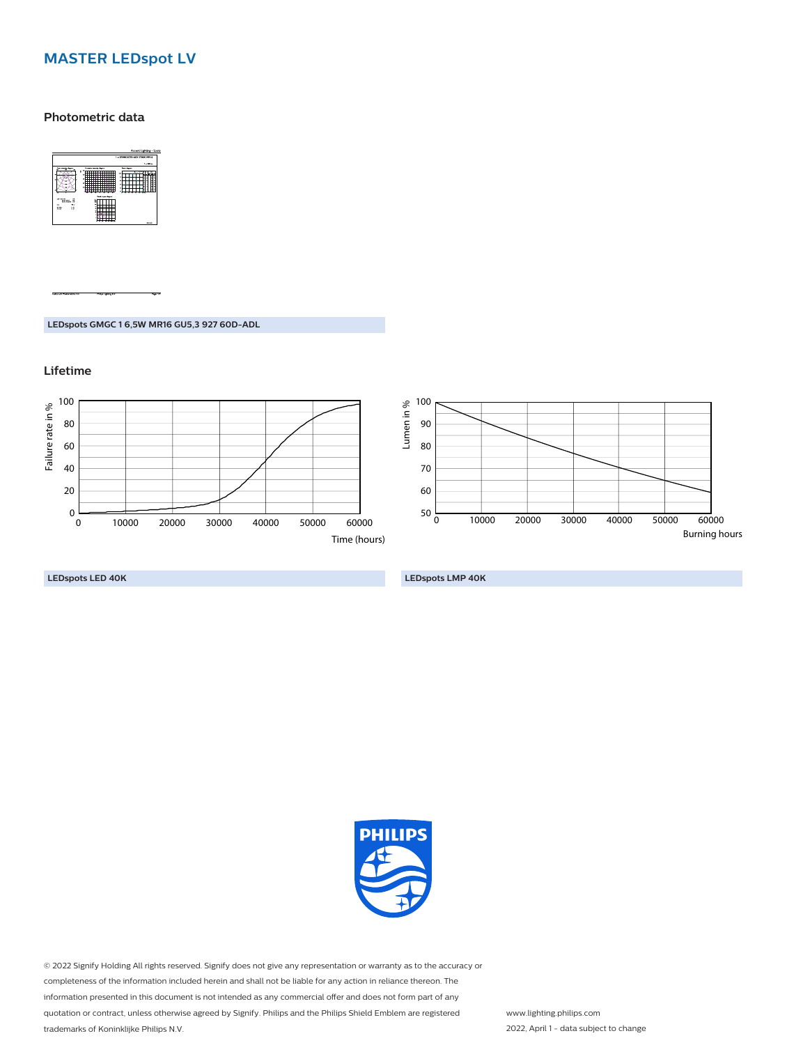# MASTER LEDspot LV

## Photometric data

LEDspots GMGC 1 6,5W MR16 GU5,3 927 60D-ADL

## Lifetime

Failure rate in %

100
80
60
40
20
0

0 10000 20000 30000 40000 50000 60000

Time (hours)

LEDspots LED 40K

Lumen in %

100
90
80
70
60
50

0 10000 20000 30000 40000 50000 60000

Burning hours

LEDspots LMP 40K

© 2022 Signify Holding All rights reserved. Signify does not give any representation or warranty as to the accuracy or completeness of the information included herein and shall not be liable for any action in reliance thereon. The information presented in this document is not intended as any commercial offer and does not form part of any quotation or contract, unless otherwise agreed by Signify. Philips and the Philips Shield Emblem are registered trademarks of Koninklijke Philips N.V.

www.lighting.philips.com

2022, April 1 - data subject to change